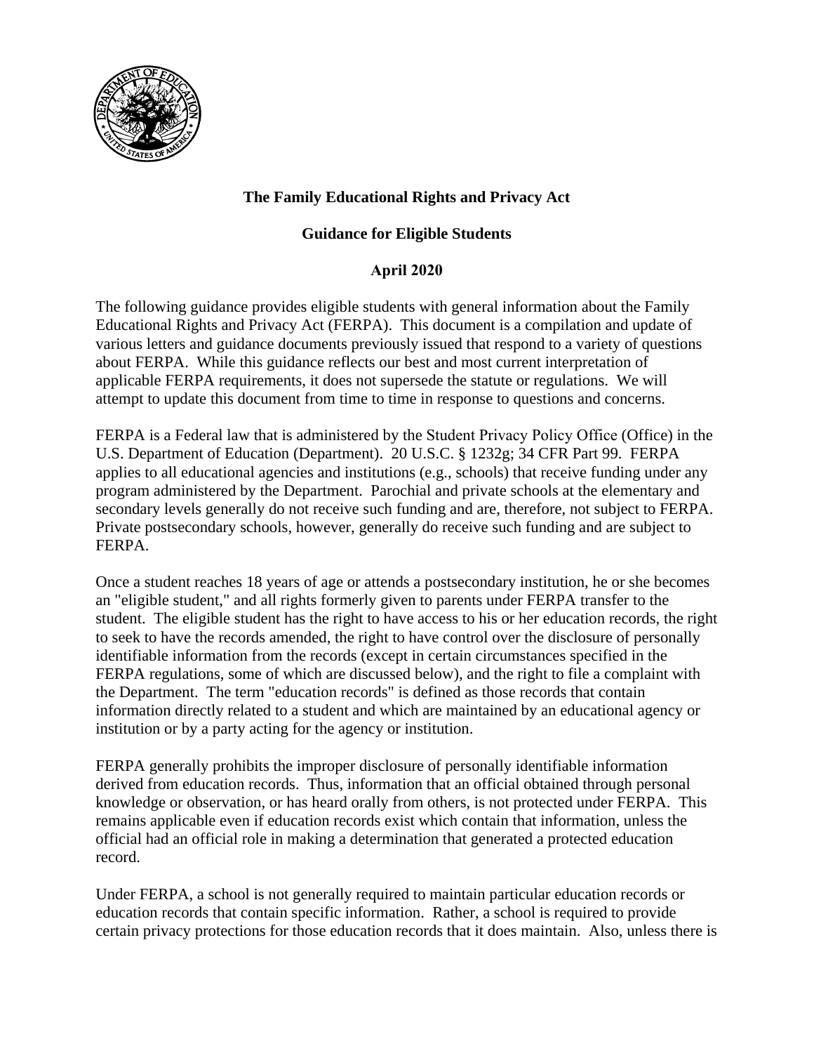# The Family Educational Rights and Privacy Act

## Guidance for Eligible Students

## April 2020

The following guidance provides eligible students with general information about the Family Educational Rights and Privacy Act (FERPA). This document is a compilation and update of various letters and guidance documents previously issued that respond to a variety of questions about FERPA. While this guidance reflects our best and most current interpretation of applicable FERPA requirements, it does not supersede the statute or regulations. We will attempt to update this document from time to time in response to questions and concerns.

FERPA is a Federal law that is administered by the Student Privacy Policy Office (Office) in the U.S. Department of Education (Department). 20 U.S.C. § 1232g; 34 CFR Part 99. FERPA applies to all educational agencies and institutions (e.g., schools) that receive funding under any program administered by the Department. Parochial and private schools at the elementary and secondary levels generally do not receive such funding and are, therefore, not subject to FERPA. Private postsecondary schools, however, generally do receive such funding and are subject to FERPA.

Once a student reaches 18 years of age or attends a postsecondary institution, he or she becomes an "eligible student," and all rights formerly given to parents under FERPA transfer to the student. The eligible student has the right to have access to his or her education records, the right to seek to have the records amended, the right to have control over the disclosure of personally identifiable information from the records (except in certain circumstances specified in the FERPA regulations, some of which are discussed below), and the right to file a complaint with the Department. The term "education records" is defined as those records that contain information directly related to a student and which are maintained by an educational agency or institution or by a party acting for the agency or institution.

FERPA generally prohibits the improper disclosure of personally identifiable information derived from education records. Thus, information that an official obtained through personal knowledge or observation, or has heard orally from others, is not protected under FERPA. This remains applicable even if education records exist which contain that information, unless the official had an official role in making a determination that generated a protected education record.

Under FERPA, a school is not generally required to maintain particular education records or education records that contain specific information. Rather, a school is required to provide certain privacy protections for those education records that it does maintain. Also, unless there is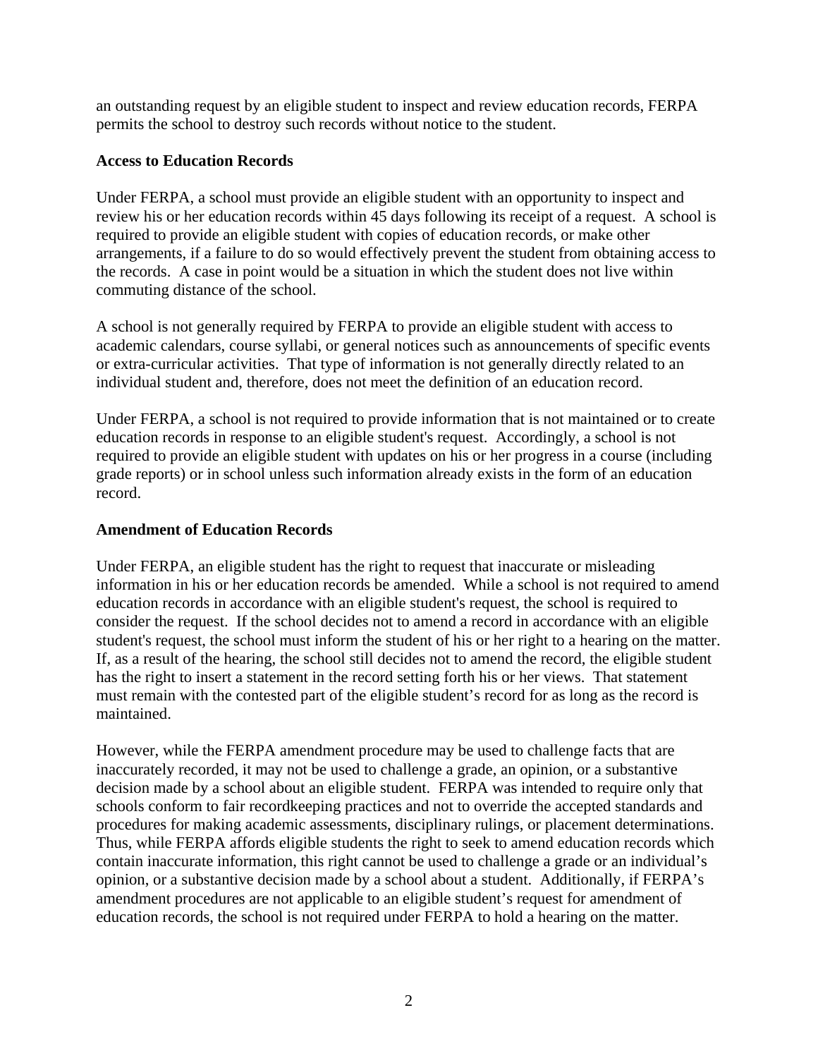an outstanding request by an eligible student to inspect and review education records, FERPA permits the school to destroy such records without notice to the student.

**Access to Education Records**

Under FERPA, a school must provide an eligible student with an opportunity to inspect and review his or her education records within 45 days following its receipt of a request. A school is required to provide an eligible student with copies of education records, or make other arrangements, if a failure to do so would effectively prevent the student from obtaining access to the records. A case in point would be a situation in which the student does not live within commuting distance of the school.

A school is not generally required by FERPA to provide an eligible student with access to academic calendars, course syllabi, or general notices such as announcements of specific events or extra-curricular activities. That type of information is not generally directly related to an individual student and, therefore, does not meet the definition of an education record.

Under FERPA, a school is not required to provide information that is not maintained or to create education records in response to an eligible student's request. Accordingly, a school is not required to provide an eligible student with updates on his or her progress in a course (including grade reports) or in school unless such information already exists in the form of an education record.

**Amendment of Education Records**

Under FERPA, an eligible student has the right to request that inaccurate or misleading information in his or her education records be amended. While a school is not required to amend education records in accordance with an eligible student's request, the school is required to consider the request. If the school decides not to amend a record in accordance with an eligible student's request, the school must inform the student of his or her right to a hearing on the matter. If, as a result of the hearing, the school still decides not to amend the record, the eligible student has the right to insert a statement in the record setting forth his or her views. That statement must remain with the contested part of the eligible student's record for as long as the record is maintained.

However, while the FERPA amendment procedure may be used to challenge facts that are inaccurately recorded, it may not be used to challenge a grade, an opinion, or a substantive decision made by a school about an eligible student. FERPA was intended to require only that schools conform to fair recordkeeping practices and not to override the accepted standards and procedures for making academic assessments, disciplinary rulings, or placement determinations. Thus, while FERPA affords eligible students the right to seek to amend education records which contain inaccurate information, this right cannot be used to challenge a grade or an individual's opinion, or a substantive decision made by a school about a student. Additionally, if FERPA's amendment procedures are not applicable to an eligible student's request for amendment of education records, the school is not required under FERPA to hold a hearing on the matter.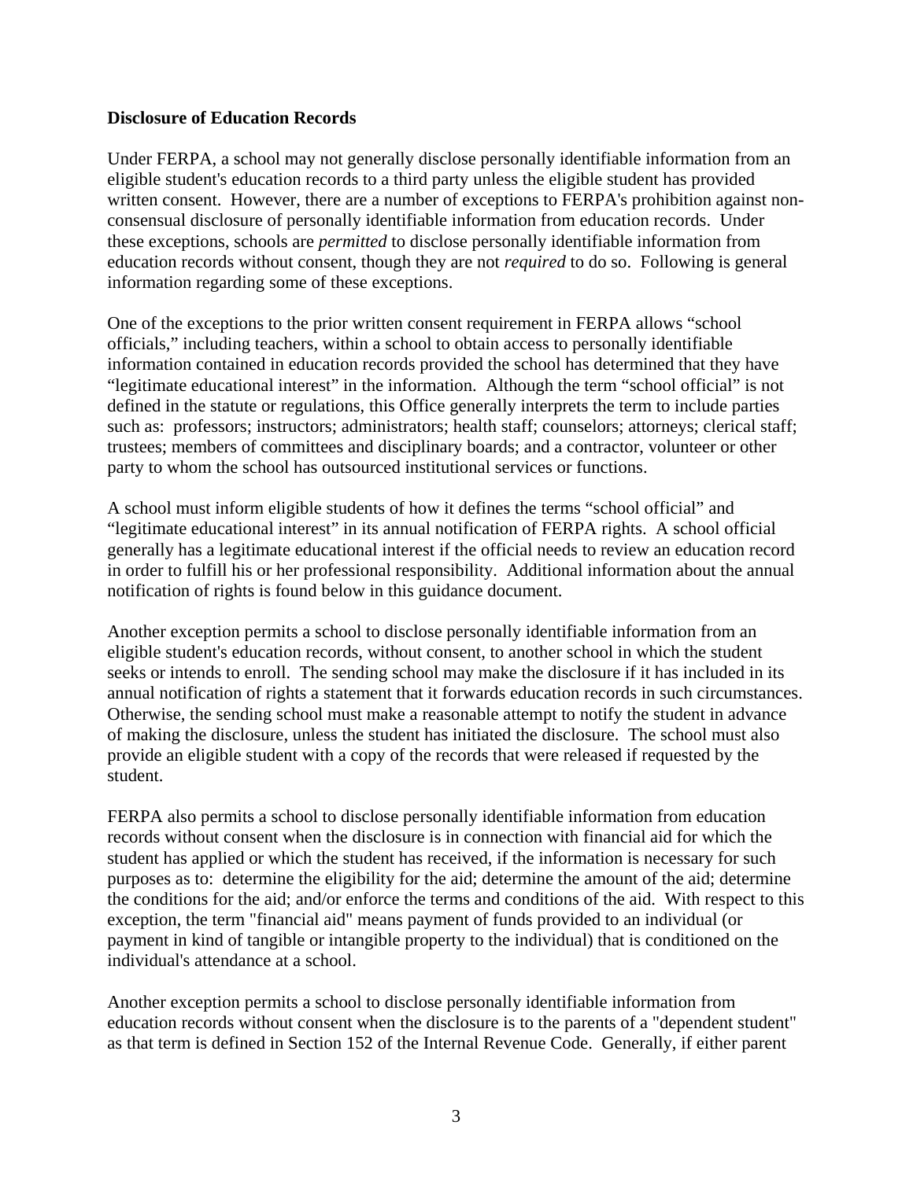**Disclosure of Education Records**

Under FERPA, a school may not generally disclose personally identifiable information from an eligible student's education records to a third party unless the eligible student has provided written consent. However, there are a number of exceptions to FERPA's prohibition against non-consensual disclosure of personally identifiable information from education records. Under these exceptions, schools are *permitted* to disclose personally identifiable information from education records without consent, though they are not *required* to do so. Following is general information regarding some of these exceptions.

One of the exceptions to the prior written consent requirement in FERPA allows "school officials," including teachers, within a school to obtain access to personally identifiable information contained in education records provided the school has determined that they have "legitimate educational interest" in the information. Although the term "school official" is not defined in the statute or regulations, this Office generally interprets the term to include parties such as: professors; instructors; administrators; health staff; counselors; attorneys; clerical staff; trustees; members of committees and disciplinary boards; and a contractor, volunteer or other party to whom the school has outsourced institutional services or functions.

A school must inform eligible students of how it defines the terms "school official" and "legitimate educational interest" in its annual notification of FERPA rights. A school official generally has a legitimate educational interest if the official needs to review an education record in order to fulfill his or her professional responsibility. Additional information about the annual notification of rights is found below in this guidance document.

Another exception permits a school to disclose personally identifiable information from an eligible student's education records, without consent, to another school in which the student seeks or intends to enroll. The sending school may make the disclosure if it has included in its annual notification of rights a statement that it forwards education records in such circumstances. Otherwise, the sending school must make a reasonable attempt to notify the student in advance of making the disclosure, unless the student has initiated the disclosure. The school must also provide an eligible student with a copy of the records that were released if requested by the student.

FERPA also permits a school to disclose personally identifiable information from education records without consent when the disclosure is in connection with financial aid for which the student has applied or which the student has received, if the information is necessary for such purposes as to: determine the eligibility for the aid; determine the amount of the aid; determine the conditions for the aid; and/or enforce the terms and conditions of the aid. With respect to this exception, the term "financial aid" means payment of funds provided to an individual (or payment in kind of tangible or intangible property to the individual) that is conditioned on the individual's attendance at a school.

Another exception permits a school to disclose personally identifiable information from education records without consent when the disclosure is to the parents of a "dependent student" as that term is defined in Section 152 of the Internal Revenue Code. Generally, if either parent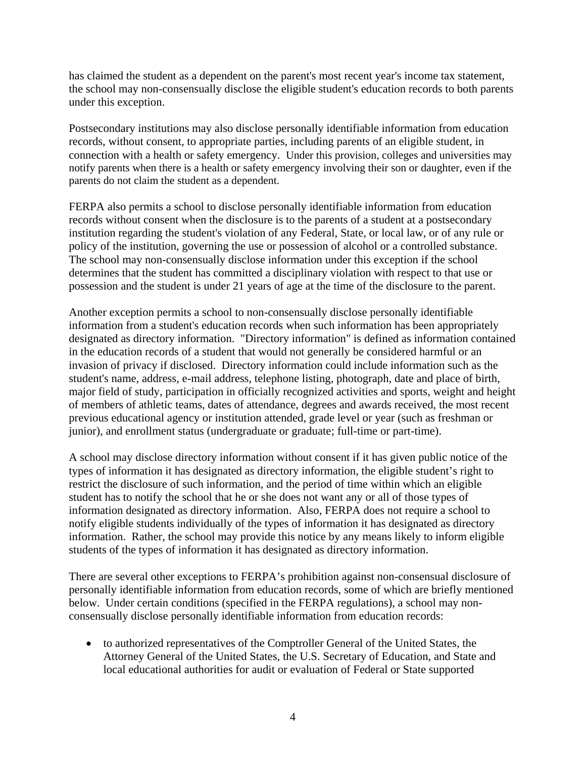has claimed the student as a dependent on the parent's most recent year's income tax statement, the school may non-consensually disclose the eligible student's education records to both parents under this exception.

Postsecondary institutions may also disclose personally identifiable information from education records, without consent, to appropriate parties, including parents of an eligible student, in connection with a health or safety emergency. Under this provision, colleges and universities may notify parents when there is a health or safety emergency involving their son or daughter, even if the parents do not claim the student as a dependent.

FERPA also permits a school to disclose personally identifiable information from education records without consent when the disclosure is to the parents of a student at a postsecondary institution regarding the student's violation of any Federal, State, or local law, or of any rule or policy of the institution, governing the use or possession of alcohol or a controlled substance. The school may non-consensually disclose information under this exception if the school determines that the student has committed a disciplinary violation with respect to that use or possession and the student is under 21 years of age at the time of the disclosure to the parent.

Another exception permits a school to non-consensually disclose personally identifiable information from a student's education records when such information has been appropriately designated as directory information. "Directory information" is defined as information contained in the education records of a student that would not generally be considered harmful or an invasion of privacy if disclosed. Directory information could include information such as the student's name, address, e-mail address, telephone listing, photograph, date and place of birth, major field of study, participation in officially recognized activities and sports, weight and height of members of athletic teams, dates of attendance, degrees and awards received, the most recent previous educational agency or institution attended, grade level or year (such as freshman or junior), and enrollment status (undergraduate or graduate; full-time or part-time).

A school may disclose directory information without consent if it has given public notice of the types of information it has designated as directory information, the eligible student's right to restrict the disclosure of such information, and the period of time within which an eligible student has to notify the school that he or she does not want any or all of those types of information designated as directory information. Also, FERPA does not require a school to notify eligible students individually of the types of information it has designated as directory information. Rather, the school may provide this notice by any means likely to inform eligible students of the types of information it has designated as directory information.

There are several other exceptions to FERPA's prohibition against non-consensual disclosure of personally identifiable information from education records, some of which are briefly mentioned below. Under certain conditions (specified in the FERPA regulations), a school may non-consensually disclose personally identifiable information from education records:

- to authorized representatives of the Comptroller General of the United States, the Attorney General of the United States, the U.S. Secretary of Education, and State and local educational authorities for audit or evaluation of Federal or State supported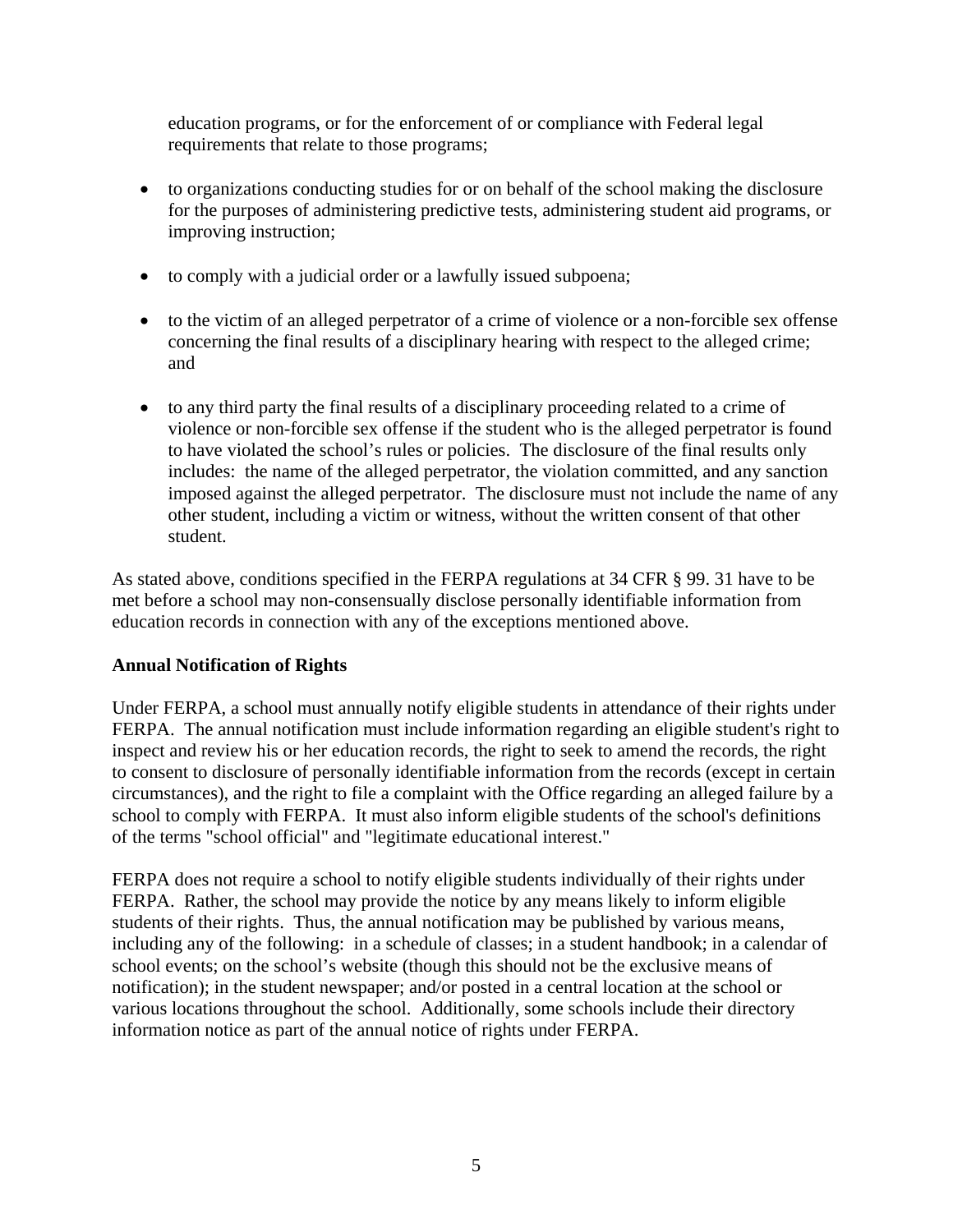education programs, or for the enforcement of or compliance with Federal legal requirements that relate to those programs;

- to organizations conducting studies for or on behalf of the school making the disclosure for the purposes of administering predictive tests, administering student aid programs, or improving instruction;
- to comply with a judicial order or a lawfully issued subpoena;
- to the victim of an alleged perpetrator of a crime of violence or a non-forcible sex offense concerning the final results of a disciplinary hearing with respect to the alleged crime; and
- to any third party the final results of a disciplinary proceeding related to a crime of violence or non-forcible sex offense if the student who is the alleged perpetrator is found to have violated the school's rules or policies. The disclosure of the final results only includes: the name of the alleged perpetrator, the violation committed, and any sanction imposed against the alleged perpetrator. The disclosure must not include the name of any other student, including a victim or witness, without the written consent of that other student.

As stated above, conditions specified in the FERPA regulations at 34 CFR § 99. 31 have to be met before a school may non-consensually disclose personally identifiable information from education records in connection with any of the exceptions mentioned above.

**Annual Notification of Rights**

Under FERPA, a school must annually notify eligible students in attendance of their rights under FERPA. The annual notification must include information regarding an eligible student's right to inspect and review his or her education records, the right to seek to amend the records, the right to consent to disclosure of personally identifiable information from the records (except in certain circumstances), and the right to file a complaint with the Office regarding an alleged failure by a school to comply with FERPA. It must also inform eligible students of the school's definitions of the terms "school official" and "legitimate educational interest."

FERPA does not require a school to notify eligible students individually of their rights under FERPA. Rather, the school may provide the notice by any means likely to inform eligible students of their rights. Thus, the annual notification may be published by various means, including any of the following: in a schedule of classes; in a student handbook; in a calendar of school events; on the school's website (though this should not be the exclusive means of notification); in the student newspaper; and/or posted in a central location at the school or various locations throughout the school. Additionally, some schools include their directory information notice as part of the annual notice of rights under FERPA.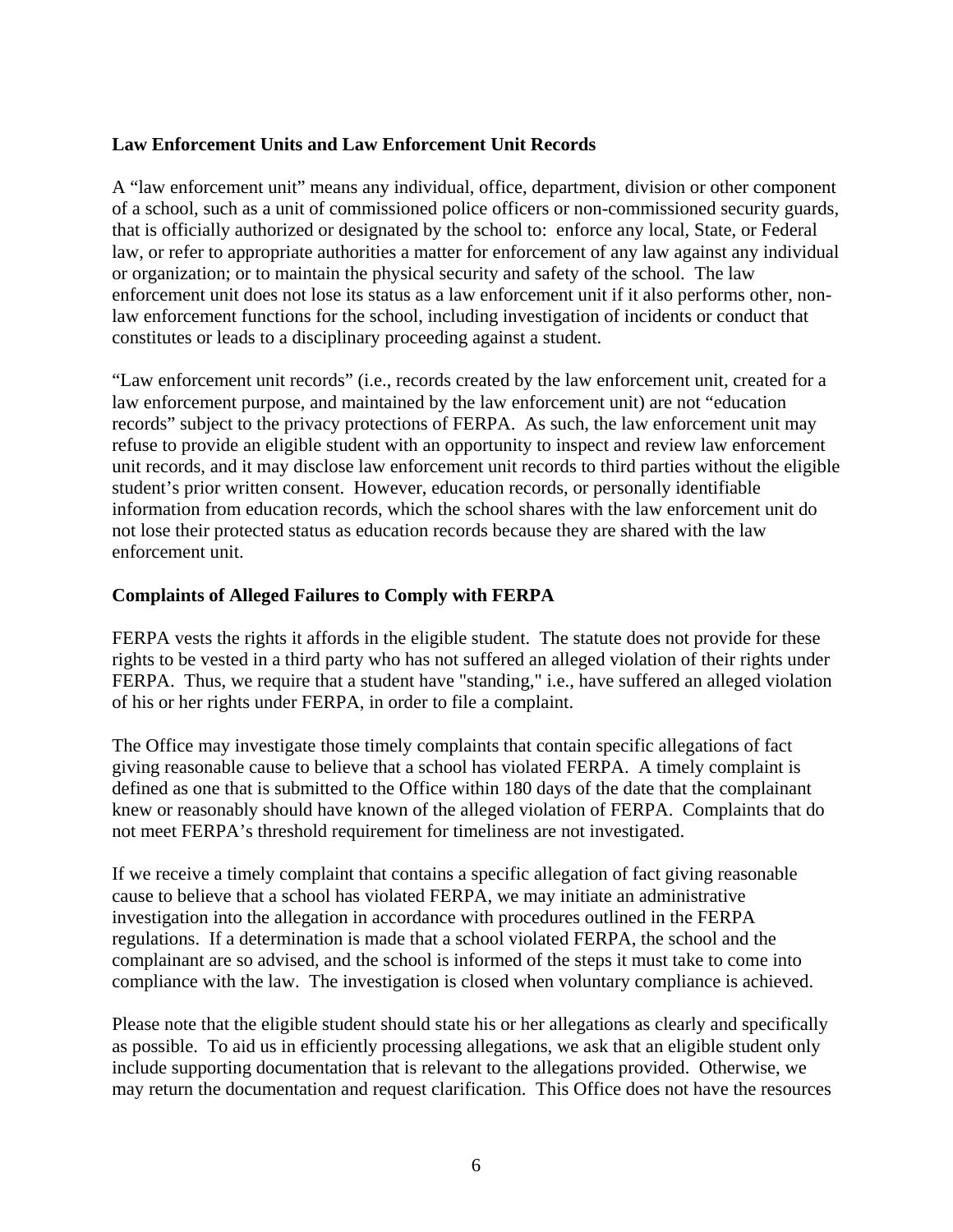**Law Enforcement Units and Law Enforcement Unit Records**

A "law enforcement unit" means any individual, office, department, division or other component of a school, such as a unit of commissioned police officers or non-commissioned security guards, that is officially authorized or designated by the school to: enforce any local, State, or Federal law, or refer to appropriate authorities a matter for enforcement of any law against any individual or organization; or to maintain the physical security and safety of the school. The law enforcement unit does not lose its status as a law enforcement unit if it also performs other, non-law enforcement functions for the school, including investigation of incidents or conduct that constitutes or leads to a disciplinary proceeding against a student.

"Law enforcement unit records" (i.e., records created by the law enforcement unit, created for a law enforcement purpose, and maintained by the law enforcement unit) are not "education records" subject to the privacy protections of FERPA. As such, the law enforcement unit may refuse to provide an eligible student with an opportunity to inspect and review law enforcement unit records, and it may disclose law enforcement unit records to third parties without the eligible student's prior written consent. However, education records, or personally identifiable information from education records, which the school shares with the law enforcement unit do not lose their protected status as education records because they are shared with the law enforcement unit.

**Complaints of Alleged Failures to Comply with FERPA**

FERPA vests the rights it affords in the eligible student. The statute does not provide for these rights to be vested in a third party who has not suffered an alleged violation of their rights under FERPA. Thus, we require that a student have "standing," i.e., have suffered an alleged violation of his or her rights under FERPA, in order to file a complaint.

The Office may investigate those timely complaints that contain specific allegations of fact giving reasonable cause to believe that a school has violated FERPA. A timely complaint is defined as one that is submitted to the Office within 180 days of the date that the complainant knew or reasonably should have known of the alleged violation of FERPA. Complaints that do not meet FERPA's threshold requirement for timeliness are not investigated.

If we receive a timely complaint that contains a specific allegation of fact giving reasonable cause to believe that a school has violated FERPA, we may initiate an administrative investigation into the allegation in accordance with procedures outlined in the FERPA regulations. If a determination is made that a school violated FERPA, the school and the complainant are so advised, and the school is informed of the steps it must take to come into compliance with the law. The investigation is closed when voluntary compliance is achieved.

Please note that the eligible student should state his or her allegations as clearly and specifically as possible. To aid us in efficiently processing allegations, we ask that an eligible student only include supporting documentation that is relevant to the allegations provided. Otherwise, we may return the documentation and request clarification. This Office does not have the resources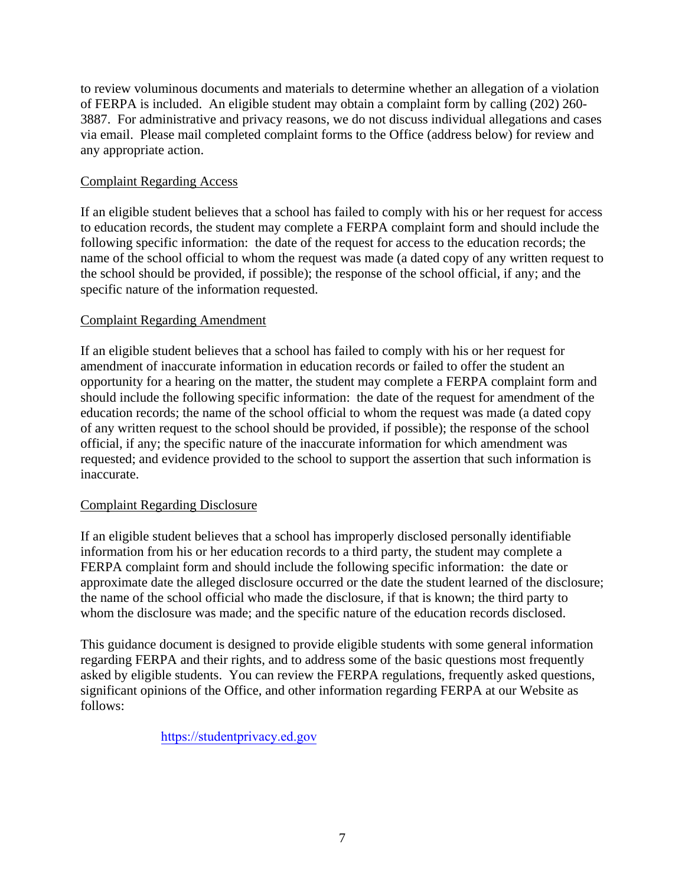to review voluminous documents and materials to determine whether an allegation of a violation of FERPA is included. An eligible student may obtain a complaint form by calling (202) 260-3887. For administrative and privacy reasons, we do not discuss individual allegations and cases via email. Please mail completed complaint forms to the Office (address below) for review and any appropriate action.

<u>Complaint Regarding Access</u>

If an eligible student believes that a school has failed to comply with his or her request for access to education records, the student may complete a FERPA complaint form and should include the following specific information: the date of the request for access to the education records; the name of the school official to whom the request was made (a dated copy of any written request to the school should be provided, if possible); the response of the school official, if any; and the specific nature of the information requested.

<u>Complaint Regarding Amendment</u>

If an eligible student believes that a school has failed to comply with his or her request for amendment of inaccurate information in education records or failed to offer the student an opportunity for a hearing on the matter, the student may complete a FERPA complaint form and should include the following specific information: the date of the request for amendment of the education records; the name of the school official to whom the request was made (a dated copy of any written request to the school should be provided, if possible); the response of the school official, if any; the specific nature of the inaccurate information for which amendment was requested; and evidence provided to the school to support the assertion that such information is inaccurate.

<u>Complaint Regarding Disclosure</u>

If an eligible student believes that a school has improperly disclosed personally identifiable information from his or her education records to a third party, the student may complete a FERPA complaint form and should include the following specific information: the date or approximate date the alleged disclosure occurred or the date the student learned of the disclosure; the name of the school official who made the disclosure, if that is known; the third party to whom the disclosure was made; and the specific nature of the education records disclosed.

This guidance document is designed to provide eligible students with some general information regarding FERPA and their rights, and to address some of the basic questions most frequently asked by eligible students. You can review the FERPA regulations, frequently asked questions, significant opinions of the Office, and other information regarding FERPA at our Website as follows:

https://studentprivacy.ed.gov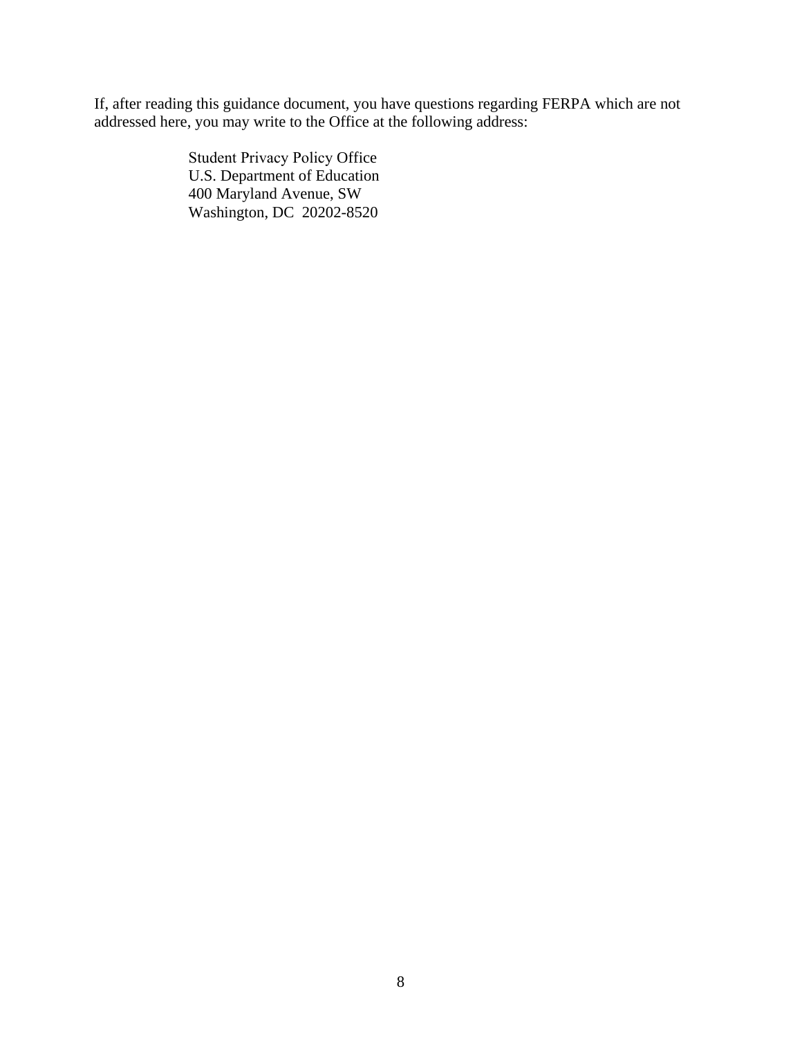If, after reading this guidance document, you have questions regarding FERPA which are not addressed here, you may write to the Office at the following address:

Student Privacy Policy Office  
U.S. Department of Education  
400 Maryland Avenue, SW  
Washington, DC 20202-8520